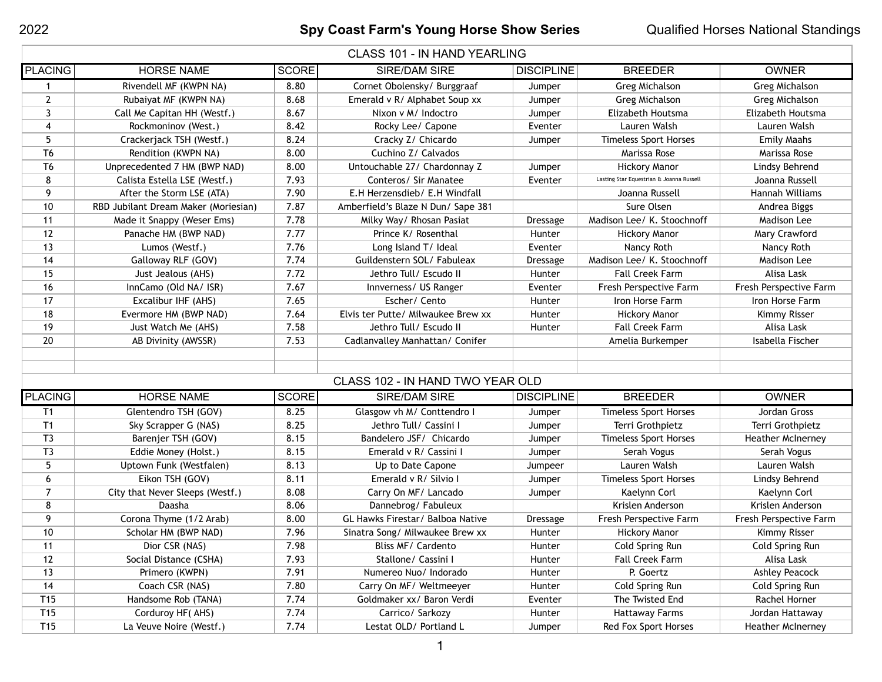2022 **Spy Coast Farm's Young Horse Show Series** Qualified Horses National Standings

## CLASS 101 - IN HAND YEARLING

| PLACING | HORSE NAME | SCORE | SIRE/DAM SIRE | DISCIPLINE | BREEDER | OWNER |
|---|---|---|---|---|---|---|
| 1 | Rivendell MF (KWPN NA) | 8.80 | Cornet Obolensky/ Burggraaf | Jumper | Greg Michalson | Greg Michalson |
| 2 | Rubaiyat MF (KWPN NA) | 8.68 | Emerald v R/ Alphabet Soup xx | Jumper | Greg Michalson | Greg Michalson |
| 3 | Call Me Capitan HH (Westf.) | 8.67 | Nixon v M/ Indoctro | Jumper | Elizabeth Houtsma | Elizabeth Houtsma |
| 4 | Rockmoninov (West.) | 8.42 | Rocky Lee/ Capone | Eventer | Lauren Walsh | Lauren Walsh |
| 5 | Crackerjack TSH (Westf.) | 8.24 | Cracky Z/ Chicardo | Jumper | Timeless Sport Horses | Emily Maahs |
| T6 | Rendition (KWPN NA) | 8.00 | Cuchino Z/ Calvados | | Marissa Rose | Marissa Rose |
| T6 | Unprecedented 7 HM (BWP NAD) | 8.00 | Untouchable 27/ Chardonnay Z | Jumper | Hickory Manor | Lindsy Behrend |
| 8 | Calista Estella LSE (Westf.) | 7.93 | Conteros/ Sir Manatee | Eventer | Lasting Star Equestrian & Joanna Russell | Joanna Russell |
| 9 | After the Storm LSE (ATA) | 7.90 | E.H Herzensdieb/ E.H Windfall | | Joanna Russell | Hannah Williams |
| 10 | RBD Jubilant Dream Maker (Moriesian) | 7.87 | Amberfield's Blaze N Dun/ Sape 381 | | Sure Olsen | Andrea Biggs |
| 11 | Made it Snappy (Weser Ems) | 7.78 | Milky Way/ Rhosan Pasiat | Dressage | Madison Lee/ K. Stoochnoff | Madison Lee |
| 12 | Panache HM (BWP NAD) | 7.77 | Prince K/ Rosenthal | Hunter | Hickory Manor | Mary Crawford |
| 13 | Lumos (Westf.) | 7.76 | Long Island T/ Ideal | Eventer | Nancy Roth | Nancy Roth |
| 14 | Galloway RLF (GOV) | 7.74 | Guildenstern SOL/ Fabuleax | Dressage | Madison Lee/ K. Stoochnoff | Madison Lee |
| 15 | Just Jealous (AHS) | 7.72 | Jethro Tull/ Escudo II | Hunter | Fall Creek Farm | Alisa Lask |
| 16 | InnCamo (Old NA/ ISR) | 7.67 | Innverness/ US Ranger | Eventer | Fresh Perspective Farm | Fresh Perspective Farm |
| 17 | Excalibur IHF (AHS) | 7.65 | Escher/ Cento | Hunter | Iron Horse Farm | Iron Horse Farm |
| 18 | Evermore HM (BWP NAD) | 7.64 | Elvis ter Putte/ Milwaukee Brew xx | Hunter | Hickory Manor | Kimmy Risser |
| 19 | Just Watch Me (AHS) | 7.58 | Jethro Tull/ Escudo II | Hunter | Fall Creek Farm | Alisa Lask |
| 20 | AB Divinity (AWSSR) | 7.53 | Cadlanvalley Manhattan/ Conifer | | Amelia Burkemper | Isabella Fischer |

## CLASS 102 - IN HAND TWO YEAR OLD

| PLACING | HORSE NAME | SCORE | SIRE/DAM SIRE | DISCIPLINE | BREEDER | OWNER |
|---|---|---|---|---|---|---|
| T1 | Glentendro TSH (GOV) | 8.25 | Glasgow vh M/ Conttendro I | Jumper | Timeless Sport Horses | Jordan Gross |
| T1 | Sky Scrapper G (NAS) | 8.25 | Jethro Tull/ Cassini I | Jumper | Terri Grothpietz | Terri Grothpietz |
| T3 | Barenjer TSH (GOV) | 8.15 | Bandelero JSF/ Chicardo | Jumper | Timeless Sport Horses | Heather McInerney |
| T3 | Eddie Money (Holst.) | 8.15 | Emerald v R/ Cassini I | Jumper | Serah Vogus | Serah Vogus |
| 5 | Uptown Funk (Westfalen) | 8.13 | Up to Date Capone | Jumpeer | Lauren Walsh | Lauren Walsh |
| 6 | Eikon TSH (GOV) | 8.11 | Emerald v R/ Silvio I | Jumper | Timeless Sport Horses | Lindsy Behrend |
| 7 | City that Never Sleeps (Westf.) | 8.08 | Carry On MF/ Lancado | Jumper | Kaelynn Corl | Kaelynn Corl |
| 8 | Daasha | 8.06 | Dannebrog/ Fabuleux | | Krislen Anderson | Krislen Anderson |
| 9 | Corona Thyme (1/2 Arab) | 8.00 | GL Hawks Firestar/ Balboa Native | Dressage | Fresh Perspective Farm | Fresh Perspective Farm |
| 10 | Scholar HM (BWP NAD) | 7.96 | Sinatra Song/ Milwaukee Brew xx | Hunter | Hickory Manor | Kimmy Risser |
| 11 | Dior CSR (NAS) | 7.98 | Bliss MF/ Cardento | Hunter | Cold Spring Run | Cold Spring Run |
| 12 | Social Distance (CSHA) | 7.93 | Stallone/ Cassini I | Hunter | Fall Creek Farm | Alisa Lask |
| 13 | Primero (KWPN) | 7.91 | Numereo Nuo/ Indorado | Hunter | P. Goertz | Ashley Peacock |
| 14 | Coach CSR (NAS) | 7.80 | Carry On MF/ Weltmeeyer | Hunter | Cold Spring Run | Cold Spring Run |
| T15 | Handsome Rob (TANA) | 7.74 | Goldmaker xx/ Baron Verdi | Eventer | The Twisted End | Rachel Horner |
| T15 | Corduroy HF( AHS) | 7.74 | Carrico/ Sarkozy | Hunter | Hattaway Farms | Jordan Hattaway |
| T15 | La Veuve Noire (Westf.) | 7.74 | Lestat OLD/ Portland L | Jumper | Red Fox Sport Horses | Heather McInerney |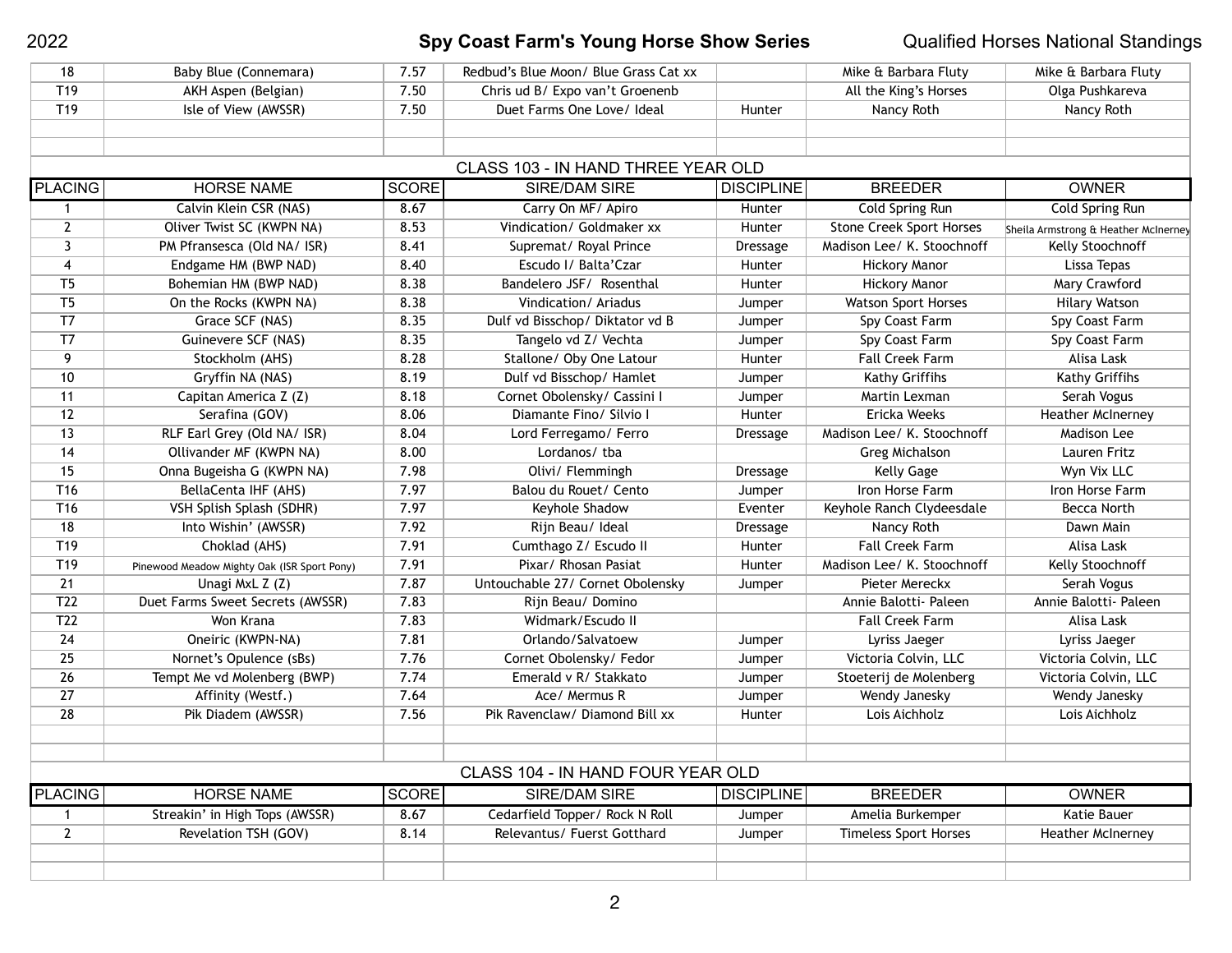| | | | | | | |
|---|---|---|---|---|---|---|
| 18 | Baby Blue (Connemara) | 7.57 | Redbud's Blue Moon/ Blue Grass Cat xx | | Mike & Barbara Fluty | Mike & Barbara Fluty |
| T19 | AKH Aspen (Belgian) | 7.50 | Chris ud B/ Expo van't Groenenb | | All the King's Horses | Olga Pushkareva |
| T19 | Isle of View (AWSSR) | 7.50 | Duet Farms One Love/ Ideal | Hunter | Nancy Roth | Nancy Roth |

## CLASS 103 - IN HAND THREE YEAR OLD

| PLACING | HORSE NAME | SCORE | SIRE/DAM SIRE | DISCIPLINE | BREEDER | OWNER |
|---|---|---|---|---|---|---|
| 1 | Calvin Klein CSR (NAS) | 8.67 | Carry On MF/ Apiro | Hunter | Cold Spring Run | Cold Spring Run |
| 2 | Oliver Twist SC (KWPN NA) | 8.53 | Vindication/ Goldmaker xx | Hunter | Stone Creek Sport Horses | Sheila Armstrong & Heather McInerney |
| 3 | PM Pfransesca (Old NA/ ISR) | 8.41 | Supremat/ Royal Prince | Dressage | Madison Lee/ K. Stoochnoff | Kelly Stoochnoff |
| 4 | Endgame HM (BWP NAD) | 8.40 | Escudo I/ Balta'Czar | Hunter | Hickory Manor | Lissa Tepas |
| T5 | Bohemian HM (BWP NAD) | 8.38 | Bandelero JSF/ Rosenthal | Hunter | Hickory Manor | Mary Crawford |
| T5 | On the Rocks (KWPN NA) | 8.38 | Vindication/ Ariadus | Jumper | Watson Sport Horses | Hilary Watson |
| T7 | Grace SCF (NAS) | 8.35 | Dulf vd Bisschop/ Diktator vd B | Jumper | Spy Coast Farm | Spy Coast Farm |
| T7 | Guinevere SCF (NAS) | 8.35 | Tangelo vd Z/ Vechta | Jumper | Spy Coast Farm | Spy Coast Farm |
| 9 | Stockholm (AHS) | 8.28 | Stallone/ Oby One Latour | Hunter | Fall Creek Farm | Alisa Lask |
| 10 | Gryffin NA (NAS) | 8.19 | Dulf vd Bisschop/ Hamlet | Jumper | Kathy Griffihs | Kathy Griffihs |
| 11 | Capitan America Z (Z) | 8.18 | Cornet Obolensky/ Cassini I | Jumper | Martin Lexman | Serah Vogus |
| 12 | Serafina (GOV) | 8.06 | Diamante Fino/ Silvio I | Hunter | Ericka Weeks | Heather McInerney |
| 13 | RLF Earl Grey (Old NA/ ISR) | 8.04 | Lord Ferregamo/ Ferro | Dressage | Madison Lee/ K. Stoochnoff | Madison Lee |
| 14 | Ollivander MF (KWPN NA) | 8.00 | Lordanos/ tba | | Greg Michalson | Lauren Fritz |
| 15 | Onna Bugeisha G (KWPN NA) | 7.98 | Olivi/ Flemmingh | Dressage | Kelly Gage | Wyn Vix LLC |
| T16 | BellaCenta IHF (AHS) | 7.97 | Balou du Rouet/ Cento | Jumper | Iron Horse Farm | Iron Horse Farm |
| T16 | VSH Splish Splash (SDHR) | 7.97 | Keyhole Shadow | Eventer | Keyhole Ranch Clydeesdale | Becca North |
| 18 | Into Wishin' (AWSSR) | 7.92 | Rijn Beau/ Ideal | Dressage | Nancy Roth | Dawn Main |
| T19 | Choklad (AHS) | 7.91 | Cumthago Z/ Escudo II | Hunter | Fall Creek Farm | Alisa Lask |
| T19 | Pinewood Meadow Mighty Oak (ISR Sport Pony) | 7.91 | Pixar/ Rhosan Pasiat | Hunter | Madison Lee/ K. Stoochnoff | Kelly Stoochnoff |
| 21 | Unagi MxL Z (Z) | 7.87 | Untouchable 27/ Cornet Obolensky | Jumper | Pieter Mereckx | Serah Vogus |
| T22 | Duet Farms Sweet Secrets (AWSSR) | 7.83 | Rijn Beau/ Domino | | Annie Balotti- Paleen | Annie Balotti- Paleen |
| T22 | Won Krana | 7.83 | Widmark/Escudo II | | Fall Creek Farm | Alisa Lask |
| 24 | Oneiric (KWPN-NA) | 7.81 | Orlando/Salvatoew | Jumper | Lyriss Jaeger | Lyriss Jaeger |
| 25 | Nornet's Opulence (sBs) | 7.76 | Cornet Obolensky/ Fedor | Jumper | Victoria Colvin, LLC | Victoria Colvin, LLC |
| 26 | Tempt Me vd Molenberg (BWP) | 7.74 | Emerald v R/ Stakkato | Jumper | Stoeterij de Molenberg | Victoria Colvin, LLC |
| 27 | Affinity (Westf.) | 7.64 | Ace/ Mermus R | Jumper | Wendy Janesky | Wendy Janesky |
| 28 | Pik Diadem (AWSSR) | 7.56 | Pik Ravenclaw/ Diamond Bill xx | Hunter | Lois Aichholz | Lois Aichholz |

## CLASS 104 - IN HAND FOUR YEAR OLD

| PLACING | HORSE NAME | SCORE | SIRE/DAM SIRE | DISCIPLINE | BREEDER | OWNER |
|---|---|---|---|---|---|---|
| 1 | Streakin' in High Tops (AWSSR) | 8.67 | Cedarfield Topper/ Rock N Roll | Jumper | Amelia Burkemper | Katie Bauer |
| 2 | Revelation TSH (GOV) | 8.14 | Relevantus/ Fuerst Gotthard | Jumper | Timeless Sport Horses | Heather McInerney |